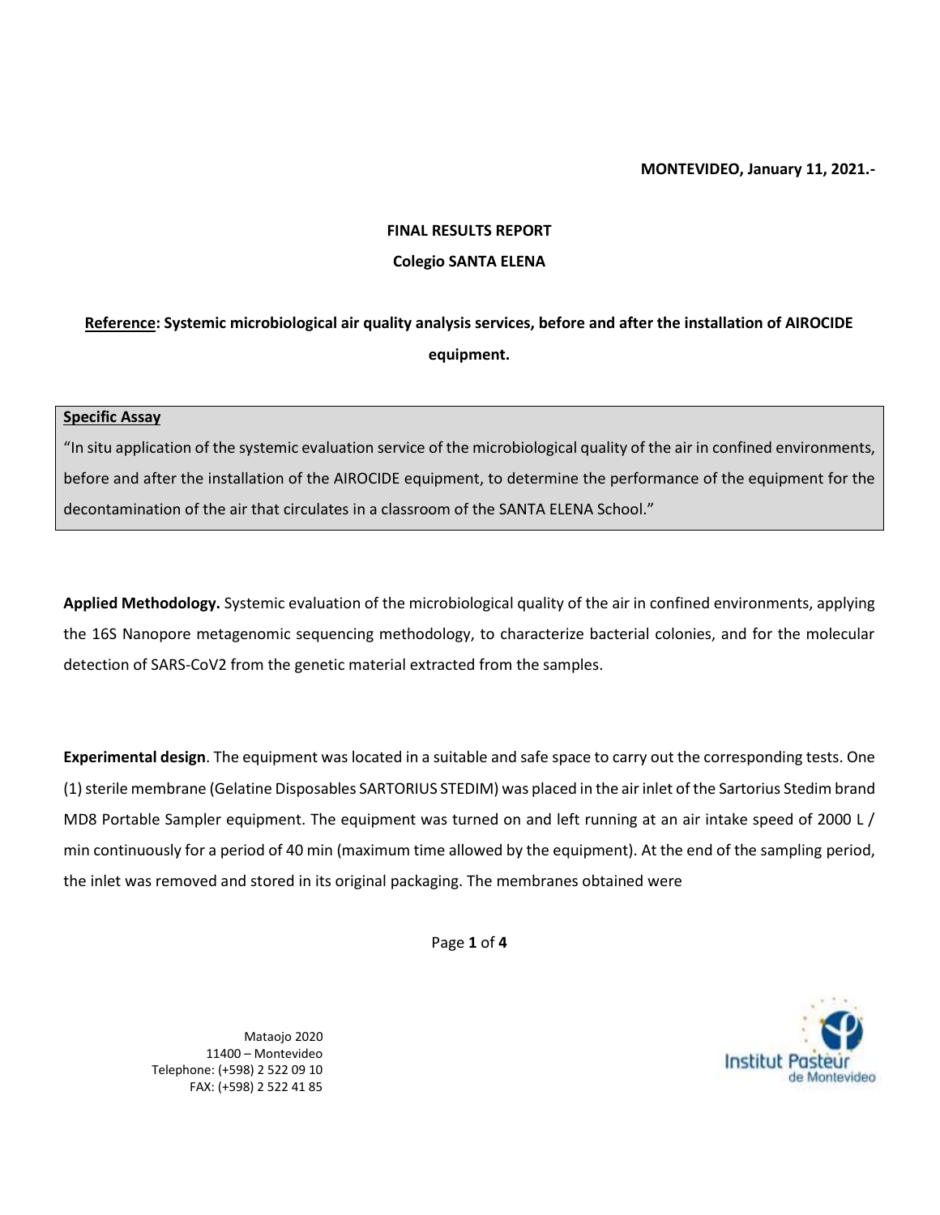**MONTEVIDEO, January 11, 2021.-**

**FINAL RESULTS REPORT**

**Colegio SANTA ELENA**

**<u>Reference</u>: Systemic microbiological air quality analysis services, before and after the installation of AIROCIDE equipment.**

> **<u>Specific Assay</u>**
> "In situ application of the systemic evaluation service of the microbiological quality of the air in confined environments, before and after the installation of the AIROCIDE equipment, to determine the performance of the equipment for the decontamination of the air that circulates in a classroom of the SANTA ELENA School."

**Applied Methodology.** Systemic evaluation of the microbiological quality of the air in confined environments, applying the 16S Nanopore metagenomic sequencing methodology, to characterize bacterial colonies, and for the molecular detection of SARS-CoV2 from the genetic material extracted from the samples.

**Experimental design**. The equipment was located in a suitable and safe space to carry out the corresponding tests. One (1) sterile membrane (Gelatine Disposables SARTORIUS STEDIM) was placed in the air inlet of the Sartorius Stedim brand MD8 Portable Sampler equipment. The equipment was turned on and left running at an air intake speed of 2000 L / min continuously for a period of 40 min (maximum time allowed by the equipment). At the end of the sampling period, the inlet was removed and stored in its original packaging. The membranes obtained were

Mataojo 2020
11400 – Montevideo
Telephone: (+598) 2 522 09 10
FAX: (+598) 2 522 41 85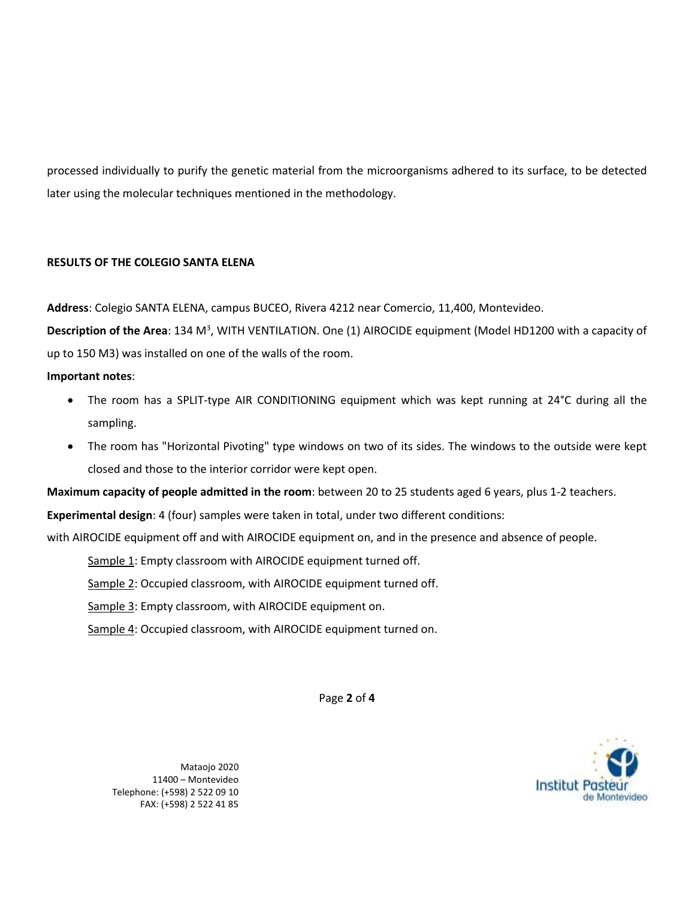processed individually to purify the genetic material from the microorganisms adhered to its surface, to be detected later using the molecular techniques mentioned in the methodology.

**RESULTS OF THE COLEGIO SANTA ELENA**

**Address**: Colegio SANTA ELENA, campus BUCEO, Rivera 4212 near Comercio, 11,400, Montevideo.

**Description of the Area**: 134 $M^3$, WITH VENTILATION. One (1) AIROCIDE equipment (Model HD1200 with a capacity of up to 150 M3) was installed on one of the walls of the room.

**Important notes**:

- The room has a SPLIT-type AIR CONDITIONING equipment which was kept running at 24°C during all the sampling.
- The room has "Horizontal Pivoting" type windows on two of its sides. The windows to the outside were kept closed and those to the interior corridor were kept open.

**Maximum capacity of people admitted in the room**: between 20 to 25 students aged 6 years, plus 1-2 teachers.

**Experimental design**: 4 (four) samples were taken in total, under two different conditions:

with AIROCIDE equipment off and with AIROCIDE equipment on, and in the presence and absence of people.

Sample 1: Empty classroom with AIROCIDE equipment turned off.

Sample 2: Occupied classroom, with AIROCIDE equipment turned off.

Sample 3: Empty classroom, with AIROCIDE equipment on.

Sample 4: Occupied classroom, with AIROCIDE equipment turned on.

Mataojo 2020
11400 – Montevideo
Telephone: (+598) 2 522 09 10
FAX: (+598) 2 522 41 85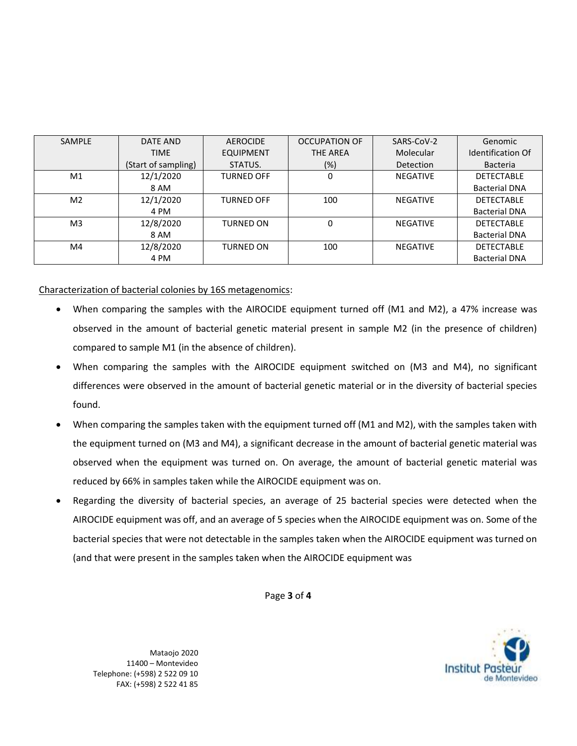| SAMPLE | DATE AND TIME (Start of sampling) | AEROCIDE EQUIPMENT STATUS. | OCCUPATION OF THE AREA (%) | SARS-CoV-2 Molecular Detection | Genomic Identification Of Bacteria |
|---|---|---|---|---|---|
| M1 | 12/1/2020 8 AM | TURNED OFF | 0 | NEGATIVE | DETECTABLE Bacterial DNA |
| M2 | 12/1/2020 4 PM | TURNED OFF | 100 | NEGATIVE | DETECTABLE Bacterial DNA |
| M3 | 12/8/2020 8 AM | TURNED ON | 0 | NEGATIVE | DETECTABLE Bacterial DNA |
| M4 | 12/8/2020 4 PM | TURNED ON | 100 | NEGATIVE | DETECTABLE Bacterial DNA |

Characterization of bacterial colonies by 16S metagenomics:

- When comparing the samples with the AIROCIDE equipment turned off (M1 and M2), a 47% increase was observed in the amount of bacterial genetic material present in sample M2 (in the presence of children) compared to sample M1 (in the absence of children).
- When comparing the samples with the AIROCIDE equipment switched on (M3 and M4), no significant differences were observed in the amount of bacterial genetic material or in the diversity of bacterial species found.
- When comparing the samples taken with the equipment turned off (M1 and M2), with the samples taken with the equipment turned on (M3 and M4), a significant decrease in the amount of bacterial genetic material was observed when the equipment was turned on. On average, the amount of bacterial genetic material was reduced by 66% in samples taken while the AIROCIDE equipment was on.
- Regarding the diversity of bacterial species, an average of 25 bacterial species were detected when the AIROCIDE equipment was off, and an average of 5 species when the AIROCIDE equipment was on. Some of the bacterial species that were not detectable in the samples taken when the AIROCIDE equipment was turned on (and that were present in the samples taken when the AIROCIDE equipment was

Mataojo 2020
11400 – Montevideo
Telephone: (+598) 2 522 09 10
FAX: (+598) 2 522 41 85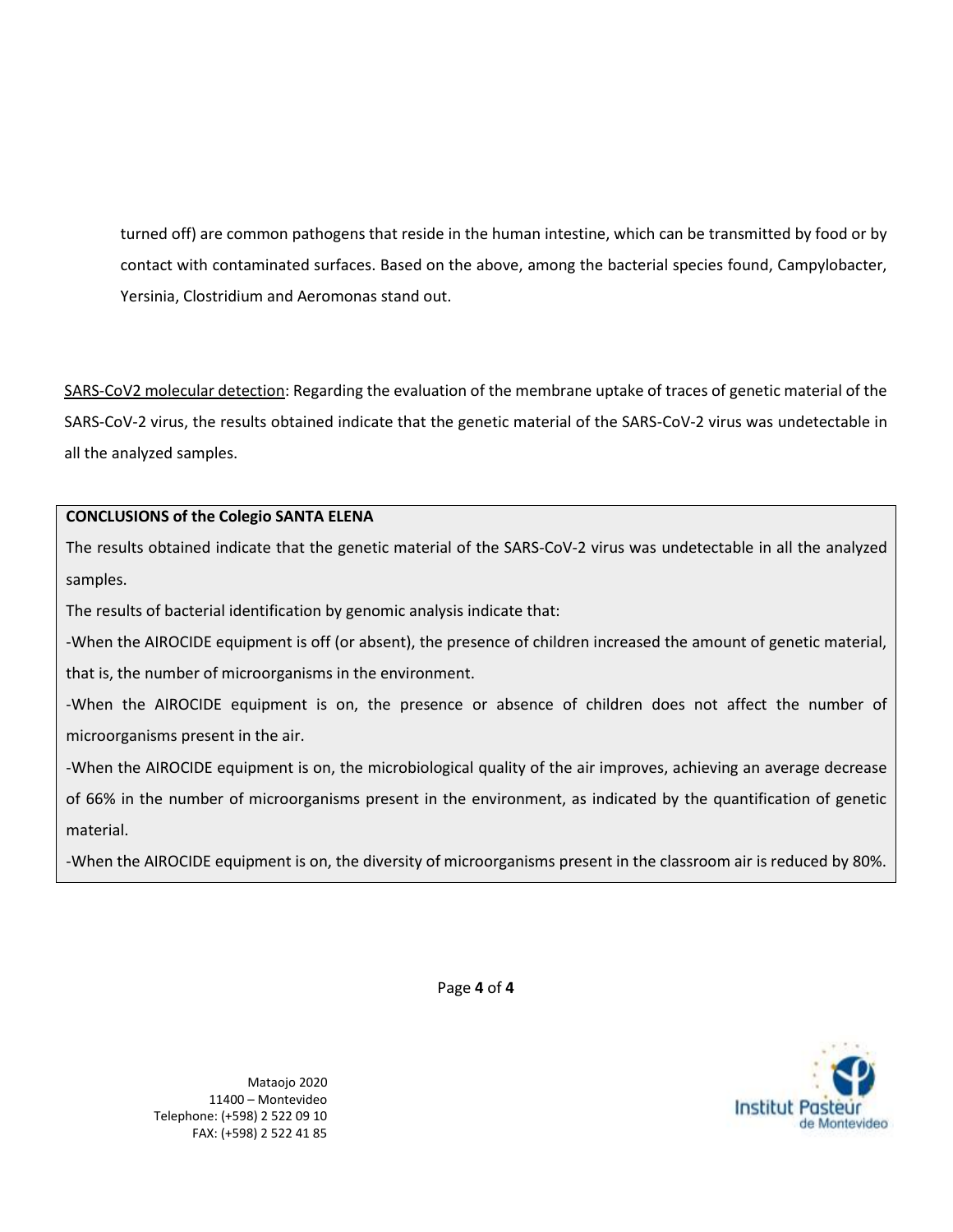turned off) are common pathogens that reside in the human intestine, which can be transmitted by food or by contact with contaminated surfaces. Based on the above, among the bacterial species found, Campylobacter, Yersinia, Clostridium and Aeromonas stand out.

<u>SARS-CoV2 molecular detection</u>: Regarding the evaluation of the membrane uptake of traces of genetic material of the SARS-CoV-2 virus, the results obtained indicate that the genetic material of the SARS-CoV-2 virus was undetectable in all the analyzed samples.

**CONCLUSIONS of the Colegio SANTA ELENA**

The results obtained indicate that the genetic material of the SARS-CoV-2 virus was undetectable in all the analyzed samples.

The results of bacterial identification by genomic analysis indicate that:

-When the AIROCIDE equipment is off (or absent), the presence of children increased the amount of genetic material, that is, the number of microorganisms in the environment.

-When the AIROCIDE equipment is on, the presence or absence of children does not affect the number of microorganisms present in the air.

-When the AIROCIDE equipment is on, the microbiological quality of the air improves, achieving an average decrease of 66% in the number of microorganisms present in the environment, as indicated by the quantification of genetic material.

-When the AIROCIDE equipment is on, the diversity of microorganisms present in the classroom air is reduced by 80%.

Mataojo 2020
11400 – Montevideo
Telephone: (+598) 2 522 09 10
FAX: (+598) 2 522 41 85

Institut Pasteur de Montevideo